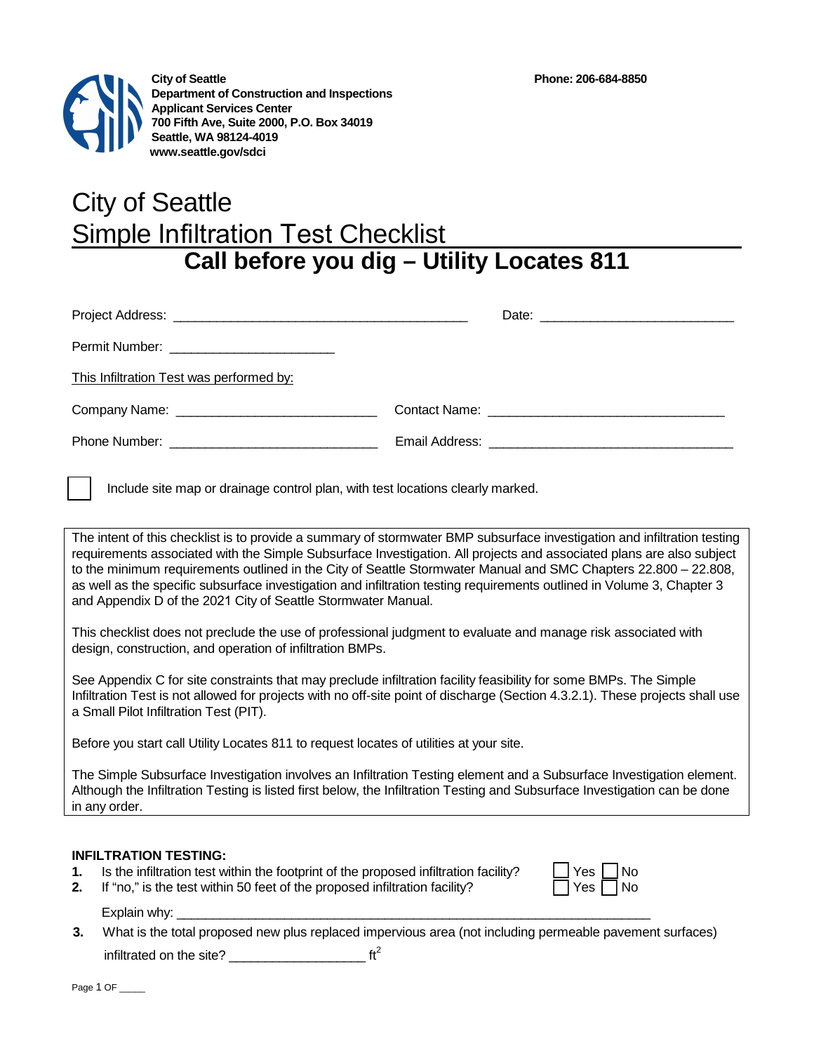City of Seattle
Department of Construction and Inspections
Applicant Services Center
700 Fifth Ave, Suite 2000, P.O. Box 34019
Seattle, WA 98124-4019
www.seattle.gov/sdci

Phone: 206-684-8850

# City of Seattle
## Simple Infiltration Test Checklist
## Call before you dig – Utility Locates 811

Project Address: ________________________________________ Date: __________________________

Permit Number: ______________________

This Infiltration Test was performed by:

Company Name: ___________________________ Contact Name: ________________________________

Phone Number: ____________________________ Email Address: ________________________________

☐ Include site map or drainage control plan, with test locations clearly marked.

The intent of this checklist is to provide a summary of stormwater BMP subsurface investigation and infiltration testing requirements associated with the Simple Subsurface Investigation. All projects and associated plans are also subject to the minimum requirements outlined in the City of Seattle Stormwater Manual and SMC Chapters 22.800 – 22.808, as well as the specific subsurface investigation and infiltration testing requirements outlined in Volume 3, Chapter 3 and Appendix D of the 2021 City of Seattle Stormwater Manual.

This checklist does not preclude the use of professional judgment to evaluate and manage risk associated with design, construction, and operation of infiltration BMPs.

See Appendix C for site constraints that may preclude infiltration facility feasibility for some BMPs. The Simple Infiltration Test is not allowed for projects with no off-site point of discharge (Section 4.3.2.1). These projects shall use a Small Pilot Infiltration Test (PIT).

Before you start call Utility Locates 811 to request locates of utilities at your site.

The Simple Subsurface Investigation involves an Infiltration Testing element and a Subsurface Investigation element. Although the Infiltration Testing is listed first below, the Infiltration Testing and Subsurface Investigation can be done in any order.

### INFILTRATION TESTING:

1. Is the infiltration test within the footprint of the proposed infiltration facility? ☐ Yes ☐ No
2. If "no," is the test within 50 feet of the proposed infiltration facility? ☐ Yes ☐ No

   Explain why: ____________________________________________________________________

3. What is the total proposed new plus replaced impervious area (not including permeable pavement surfaces) infiltrated on the site? __________________ $ft^2$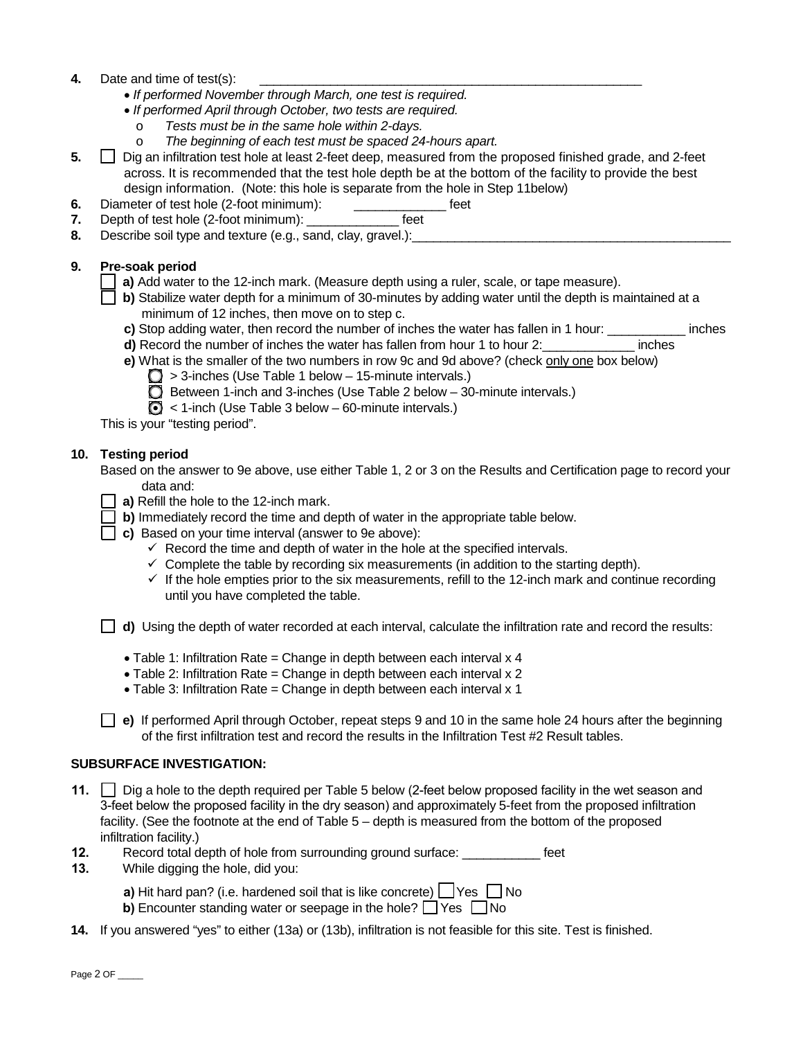**4.** Date and time of test(s): \_\_\_\_\_\_\_\_\_\_\_\_\_\_\_\_\_\_\_\_\_\_\_\_\_\_\_\_\_\_\_\_\_\_\_\_\_\_\_\_\_\_\_\_\_\_\_\_\_\_\_\_\_\_\_

- *If performed November through March, one test is required.*
- *If performed April through October, two tests are required.*
  - *Tests must be in the same hole within 2-days.*
  - *The beginning of each test must be spaced 24-hours apart.*

**5.** ☐ Dig an infiltration test hole at least 2-feet deep, measured from the proposed finished grade, and 2-feet across. It is recommended that the test hole depth be at the bottom of the facility to provide the best design information. (Note: this hole is separate from the hole in Step 11below)

**6.** Diameter of test hole (2-foot minimum): \_\_\_\_\_\_\_\_\_\_\_\_\_ feet

**7.** Depth of test hole (2-foot minimum): \_\_\_\_\_\_\_\_\_\_\_\_\_ feet

**8.** Describe soil type and texture (e.g., sand, clay, gravel.):\_\_\_\_\_\_\_\_\_\_\_\_\_\_\_\_\_\_\_\_\_\_\_\_\_\_\_\_\_\_\_\_\_\_\_\_\_\_\_\_\_\_\_\_\_\_\_

**9. Pre-soak period**

☐ **a)** Add water to the 12-inch mark. (Measure depth using a ruler, scale, or tape measure).

☐ **b)** Stabilize water depth for a minimum of 30-minutes by adding water until the depth is maintained at a minimum of 12 inches, then move on to step c.

**c)** Stop adding water, then record the number of inches the water has fallen in 1 hour: \_\_\_\_\_\_\_\_\_\_\_ inches

**d)** Record the number of inches the water has fallen from hour 1 to hour 2:\_\_\_\_\_\_\_\_\_\_\_\_\_ inches

**e)** What is the smaller of the two numbers in row 9c and 9d above? (check only one box below)

○ > 3-inches (Use Table 1 below – 15-minute intervals.)

○ Between 1-inch and 3-inches (Use Table 2 below – 30-minute intervals.)

◉ < 1-inch (Use Table 3 below – 60-minute intervals.)

This is your "testing period".

**10. Testing period**

Based on the answer to 9e above, use either Table 1, 2 or 3 on the Results and Certification page to record your data and:

☐ **a)** Refill the hole to the 12-inch mark.

☐ **b)** Immediately record the time and depth of water in the appropriate table below.

☐ **c)** Based on your time interval (answer to 9e above):

- ✓ Record the time and depth of water in the hole at the specified intervals.
- ✓ Complete the table by recording six measurements (in addition to the starting depth).
- ✓ If the hole empties prior to the six measurements, refill to the 12-inch mark and continue recording until you have completed the table.

☐ **d)** Using the depth of water recorded at each interval, calculate the infiltration rate and record the results:

- Table 1: Infiltration Rate = Change in depth between each interval x 4
- Table 2: Infiltration Rate = Change in depth between each interval x 2
- Table 3: Infiltration Rate = Change in depth between each interval x 1

☐ **e)** If performed April through October, repeat steps 9 and 10 in the same hole 24 hours after the beginning of the first infiltration test and record the results in the Infiltration Test #2 Result tables.

**SUBSURFACE INVESTIGATION:**

**11.** ☐ Dig a hole to the depth required per Table 5 below (2-feet below proposed facility in the wet season and 3-feet below the proposed facility in the dry season) and approximately 5-feet from the proposed infiltration facility. (See the footnote at the end of Table 5 – depth is measured from the bottom of the proposed infiltration facility.)

**12.** Record total depth of hole from surrounding ground surface: \_\_\_\_\_\_\_\_\_\_\_ feet

**13.** While digging the hole, did you:

**a)** Hit hard pan? (i.e. hardened soil that is like concrete) ☐ Yes ☐ No

**b)** Encounter standing water or seepage in the hole? ☐ Yes ☐ No

**14.** If you answered "yes" to either (13a) or (13b), infiltration is not feasible for this site. Test is finished.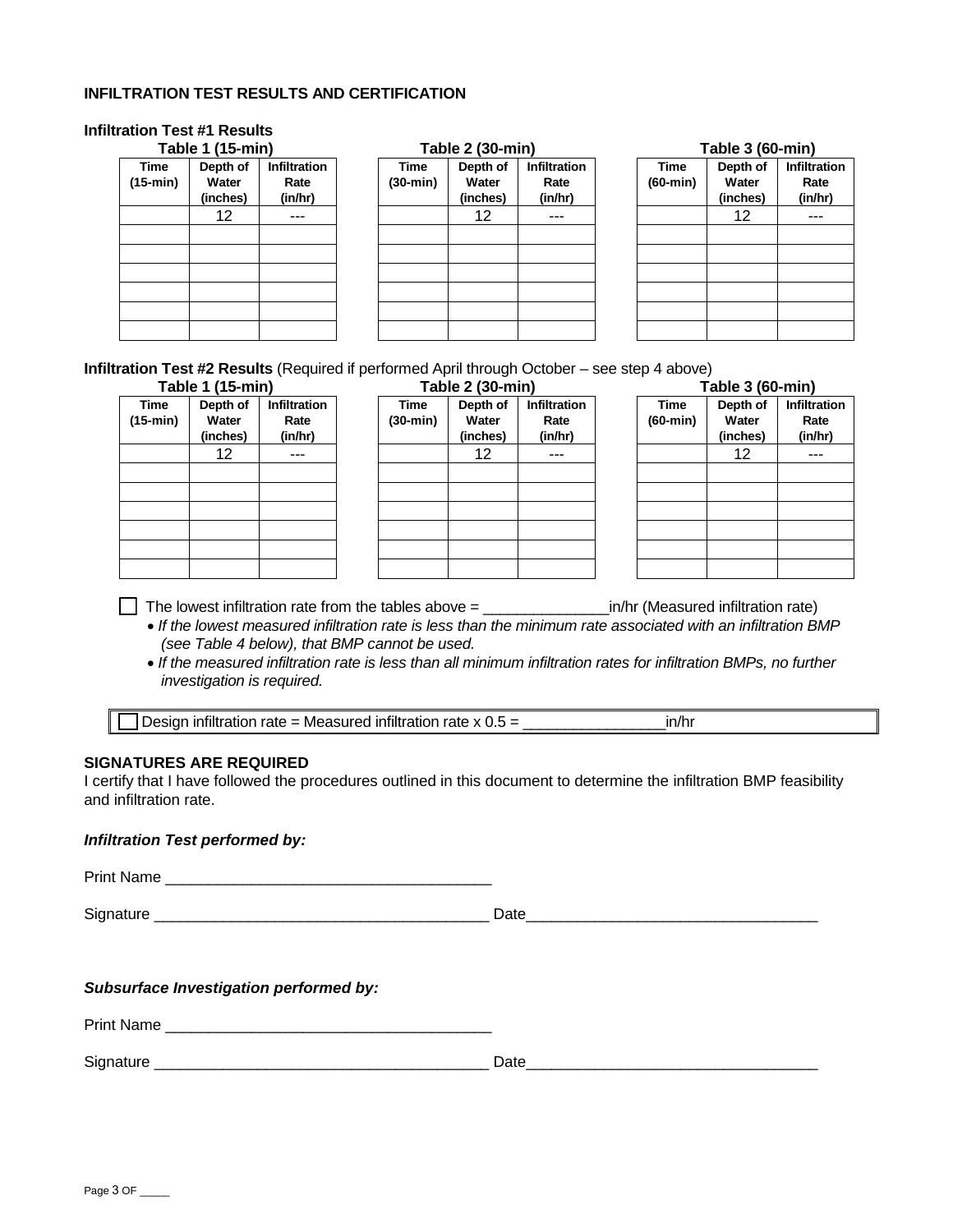## INFILTRATION TEST RESULTS AND CERTIFICATION

### Infiltration Test #1 Results

**Table 1 (15-min)**

| Time (15-min) | Depth of Water (inches) | Infiltration Rate (in/hr) |
|---|---|---|
| | 12 | --- |
| | | |
| | | |
| | | |
| | | |
| | | |
| | | |

**Table 2 (30-min)**

| Time (30-min) | Depth of Water (inches) | Infiltration Rate (in/hr) |
|---|---|---|
| | 12 | --- |
| | | |
| | | |
| | | |
| | | |
| | | |
| | | |

**Table 3 (60-min)**

| Time (60-min) | Depth of Water (inches) | Infiltration Rate (in/hr) |
|---|---|---|
| | 12 | --- |
| | | |
| | | |
| | | |
| | | |
| | | |
| | | |

### Infiltration Test #2 Results (Required if performed April through October – see step 4 above)

**Table 1 (15-min)**

| Time (15-min) | Depth of Water (inches) | Infiltration Rate (in/hr) |
|---|---|---|
| | 12 | --- |
| | | |
| | | |
| | | |
| | | |
| | | |
| | | |

**Table 2 (30-min)**

| Time (30-min) | Depth of Water (inches) | Infiltration Rate (in/hr) |
|---|---|---|
| | 12 | --- |
| | | |
| | | |
| | | |
| | | |
| | | |
| | | |

**Table 3 (60-min)**

| Time (60-min) | Depth of Water (inches) | Infiltration Rate (in/hr) |
|---|---|---|
| | 12 | --- |
| | | |
| | | |
| | | |
| | | |
| | | |
| | | |

☐ The lowest infiltration rate from the tables above = _______________in/hr (Measured infiltration rate)

- *If the lowest measured infiltration rate is less than the minimum rate associated with an infiltration BMP (see Table 4 below), that BMP cannot be used.*
- *If the measured infiltration rate is less than all minimum infiltration rates for infiltration BMPs, no further investigation is required.*

☐ Design infiltration rate = Measured infiltration rate x 0.5 = _________________in/hr

**SIGNATURES ARE REQUIRED**

I certify that I have followed the procedures outlined in this document to determine the infiltration BMP feasibility and infiltration rate.

***Infiltration Test performed by:***

Print Name _______________________________________

Signature ________________________________________ Date__________________________________

***Subsurface Investigation performed by:***

Print Name _______________________________________

Signature ________________________________________ Date__________________________________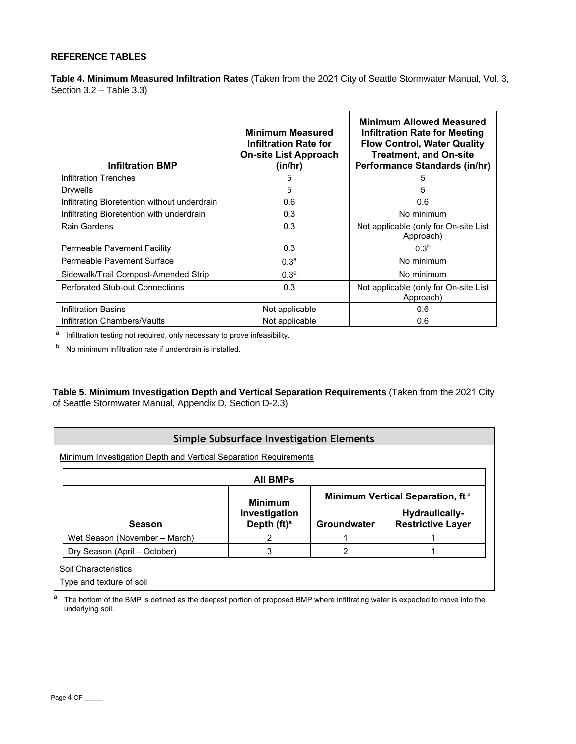## REFERENCE TABLES

**Table 4. Minimum Measured Infiltration Rates** (Taken from the 2021 City of Seattle Stormwater Manual, Vol. 3, Section 3.2 – Table 3.3)

| Infiltration BMP | Minimum Measured Infiltration Rate for On-site List Approach (in/hr) | Minimum Allowed Measured Infiltration Rate for Meeting Flow Control, Water Quality Treatment, and On-site Performance Standards (in/hr) |
|---|---|---|
| Infiltration Trenches | 5 | 5 |
| Drywells | 5 | 5 |
| Infiltrating Bioretention without underdrain | 0.6 | 0.6 |
| Infiltrating Bioretention with underdrain | 0.3 | No minimum |
| Rain Gardens | 0.3 | Not applicable (only for On-site List Approach) |
| Permeable Pavement Facility | 0.3 | 0.3[b] |
| Permeable Pavement Surface | 0.3[a] | No minimum |
| Sidewalk/Trail Compost-Amended Strip | 0.3[a] | No minimum |
| Perforated Stub-out Connections | 0.3 | Not applicable (only for On-site List Approach) |
| Infiltration Basins | Not applicable | 0.6 |
| Infiltration Chambers/Vaults | Not applicable | 0.6 |

[a] Infiltration testing not required, only necessary to prove infeasibility.

[b] No minimum infiltration rate if underdrain is installed.

**Table 5. Minimum Investigation Depth and Vertical Separation Requirements** (Taken from the 2021 City of Seattle Stormwater Manual, Appendix D, Section D-2.3)

**Simple Subsurface Investigation Elements**

Minimum Investigation Depth and Vertical Separation Requirements

| All BMPs | | | |
|---|---|---|---|
| | | Minimum Vertical Separation, ft[a] | |
| Season | Minimum Investigation Depth (ft)[a] | Groundwater | Hydraulically-Restrictive Layer |
| Wet Season (November – March) | 2 | 1 | 1 |
| Dry Season (April – October) | 3 | 2 | 1 |

Soil Characteristics

Type and texture of soil

[a] The bottom of the BMP is defined as the deepest portion of proposed BMP where infiltrating water is expected to move into the underlying soil.